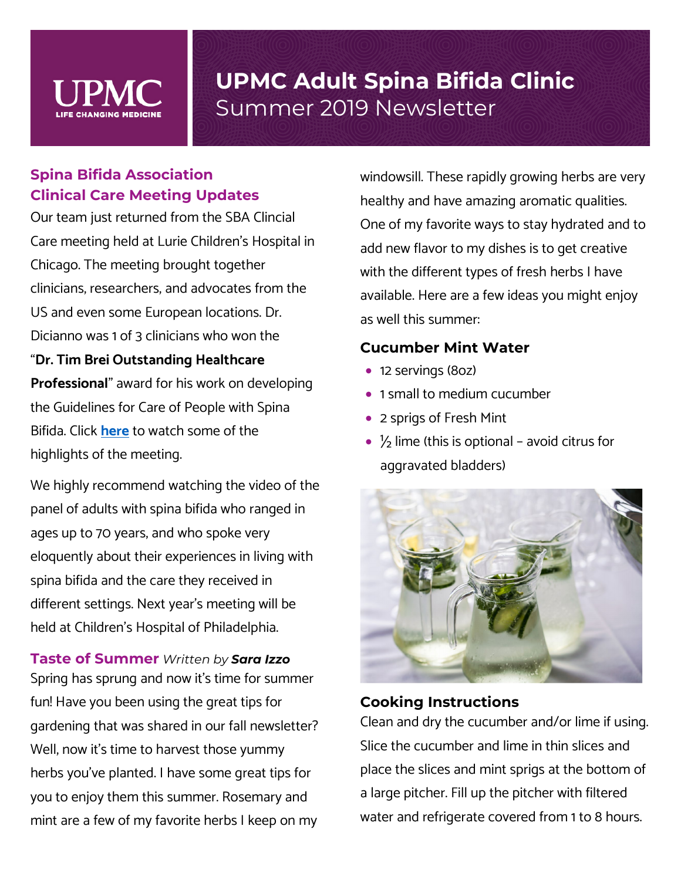# UPMC Adult Spina Bifida Clinic

## Summer 2019 Newsletter

## Spina Bifida Association Clinical Care Meeting Updates

Our team just returned from the SBA Clincial Care meeting held at Lurie Children's Hospital in Chicago. The meeting brought together clinicians, researchers, and advocates from the US and even some European locations. Dr. Dicianno was 1 of 3 clinicians who won the "**Dr. Tim Brei Outstanding Healthcare Professional**" award for his work on developing the Guidelines for Care of People with Spina Bifida. Click **here** to watch some of the highlights of the meeting.

We highly recommend watching the video of the panel of adults with spina bifida who ranged in ages up to 70 years, and who spoke very eloquently about their experiences in living with spina bifida and the care they received in different settings. Next year's meeting will be held at Children's Hospital of Philadelphia.

## Taste of Summer *Written by* ***Sara Izzo***

Spring has sprung and now it's time for summer fun! Have you been using the great tips for gardening that was shared in our fall newsletter? Well, now it's time to harvest those yummy herbs you've planted. I have some great tips for you to enjoy them this summer. Rosemary and mint are a few of my favorite herbs I keep on my windowsill. These rapidly growing herbs are very healthy and have amazing aromatic qualities. One of my favorite ways to stay hydrated and to add new flavor to my dishes is to get creative with the different types of fresh herbs I have available. Here are a few ideas you might enjoy as well this summer:

### Cucumber Mint Water

- 12 servings (8oz)
- 1 small to medium cucumber
- 2 sprigs of Fresh Mint
- ½ lime (this is optional – avoid citrus for aggravated bladders)

### Cooking Instructions

Clean and dry the cucumber and/or lime if using. Slice the cucumber and lime in thin slices and place the slices and mint sprigs at the bottom of a large pitcher. Fill up the pitcher with filtered water and refrigerate covered from 1 to 8 hours.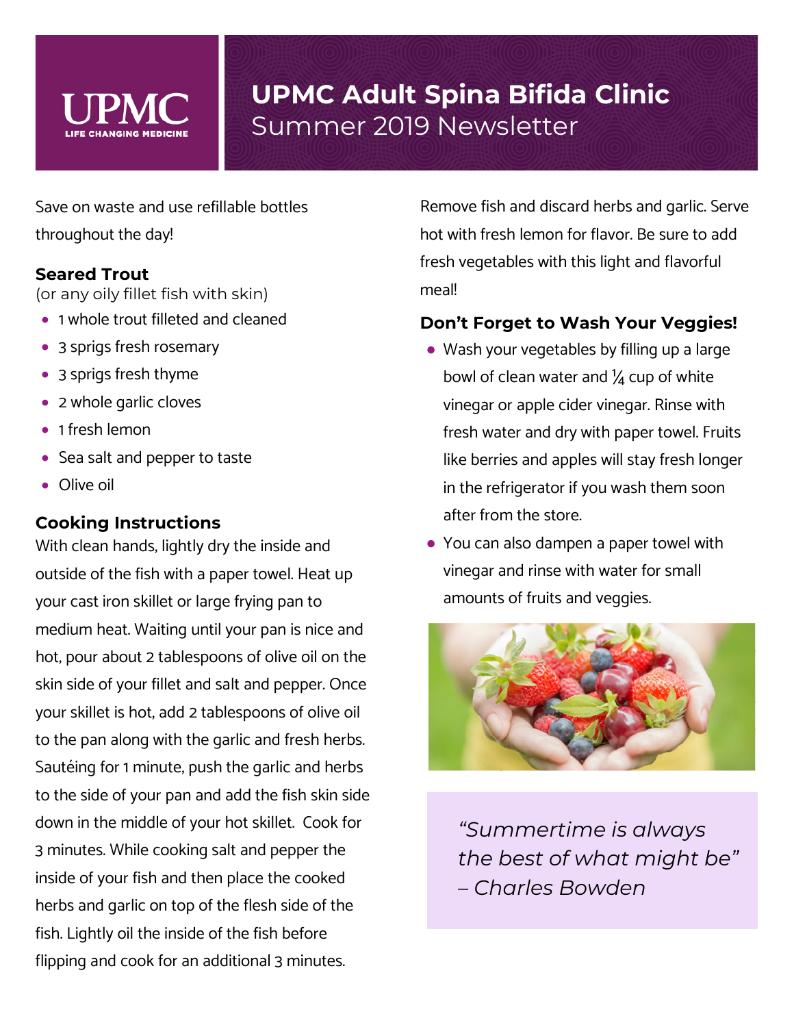# UPMC Adult Spina Bifida Clinic
## Summer 2019 Newsletter

Save on waste and use refillable bottles throughout the day!

### Seared Trout

(or any oily fillet fish with skin)

- 1 whole trout filleted and cleaned
- 3 sprigs fresh rosemary
- 3 sprigs fresh thyme
- 2 whole garlic cloves
- 1 fresh lemon
- Sea salt and pepper to taste
- Olive oil

### Cooking Instructions

With clean hands, lightly dry the inside and outside of the fish with a paper towel. Heat up your cast iron skillet or large frying pan to medium heat. Waiting until your pan is nice and hot, pour about 2 tablespoons of olive oil on the skin side of your fillet and salt and pepper. Once your skillet is hot, add 2 tablespoons of olive oil to the pan along with the garlic and fresh herbs. Sautéing for 1 minute, push the garlic and herbs to the side of your pan and add the fish skin side down in the middle of your hot skillet. Cook for 3 minutes. While cooking salt and pepper the inside of your fish and then place the cooked herbs and garlic on top of the flesh side of the fish. Lightly oil the inside of the fish before flipping and cook for an additional 3 minutes. Remove fish and discard herbs and garlic. Serve hot with fresh lemon for flavor. Be sure to add fresh vegetables with this light and flavorful meal!

### Don't Forget to Wash Your Veggies!

- Wash your vegetables by filling up a large bowl of clean water and ¼ cup of white vinegar or apple cider vinegar. Rinse with fresh water and dry with paper towel. Fruits like berries and apples will stay fresh longer in the refrigerator if you wash them soon after from the store.
- You can also dampen a paper towel with vinegar and rinse with water for small amounts of fruits and veggies.

*"Summertime is always the best of what might be" – Charles Bowden*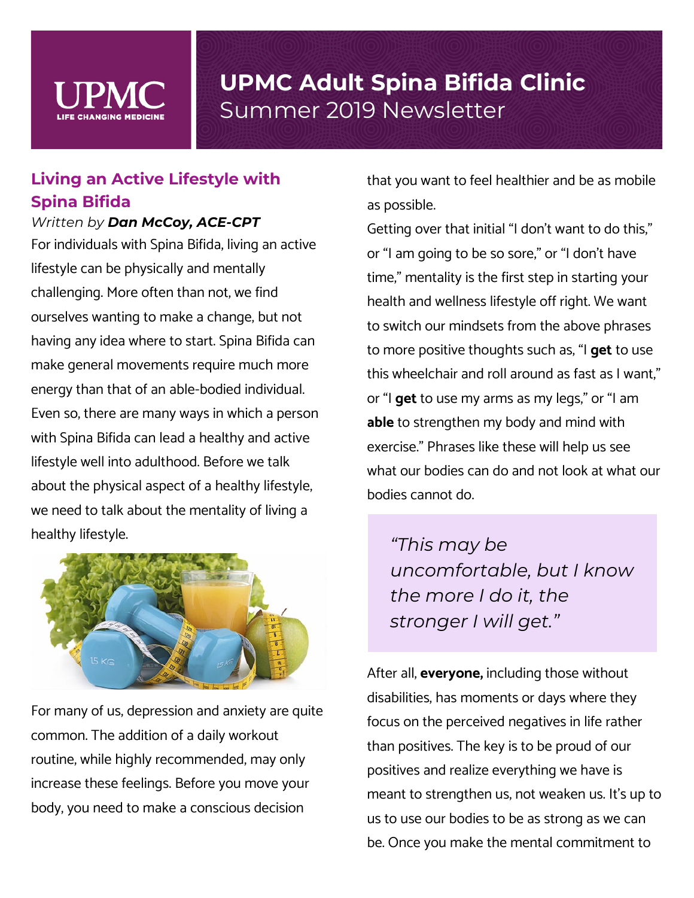# UPMC Adult Spina Bifida Clinic
Summer 2019 Newsletter

## Living an Active Lifestyle with Spina Bifida

*Written by **Dan McCoy, ACE-CPT***

For individuals with Spina Bifida, living an active lifestyle can be physically and mentally challenging. More often than not, we find ourselves wanting to make a change, but not having any idea where to start. Spina Bifida can make general movements require much more energy than that of an able-bodied individual. Even so, there are many ways in which a person with Spina Bifida can lead a healthy and active lifestyle well into adulthood. Before we talk about the physical aspect of a healthy lifestyle, we need to talk about the mentality of living a healthy lifestyle.

For many of us, depression and anxiety are quite common. The addition of a daily workout routine, while highly recommended, may only increase these feelings. Before you move your body, you need to make a conscious decision that you want to feel healthier and be as mobile as possible.

Getting over that initial "I don't want to do this," or "I am going to be so sore," or "I don't have time," mentality is the first step in starting your health and wellness lifestyle off right. We want to switch our mindsets from the above phrases to more positive thoughts such as, "I **get** to use this wheelchair and roll around as fast as I want," or "I **get** to use my arms as my legs," or "I am **able** to strengthen my body and mind with exercise." Phrases like these will help us see what our bodies can do and not look at what our bodies cannot do.

> *"This may be uncomfortable, but I know the more I do it, the stronger I will get."*

After all, **everyone,** including those without disabilities, has moments or days where they focus on the perceived negatives in life rather than positives. The key is to be proud of our positives and realize everything we have is meant to strengthen us, not weaken us. It's up to us to use our bodies to be as strong as we can be. Once you make the mental commitment to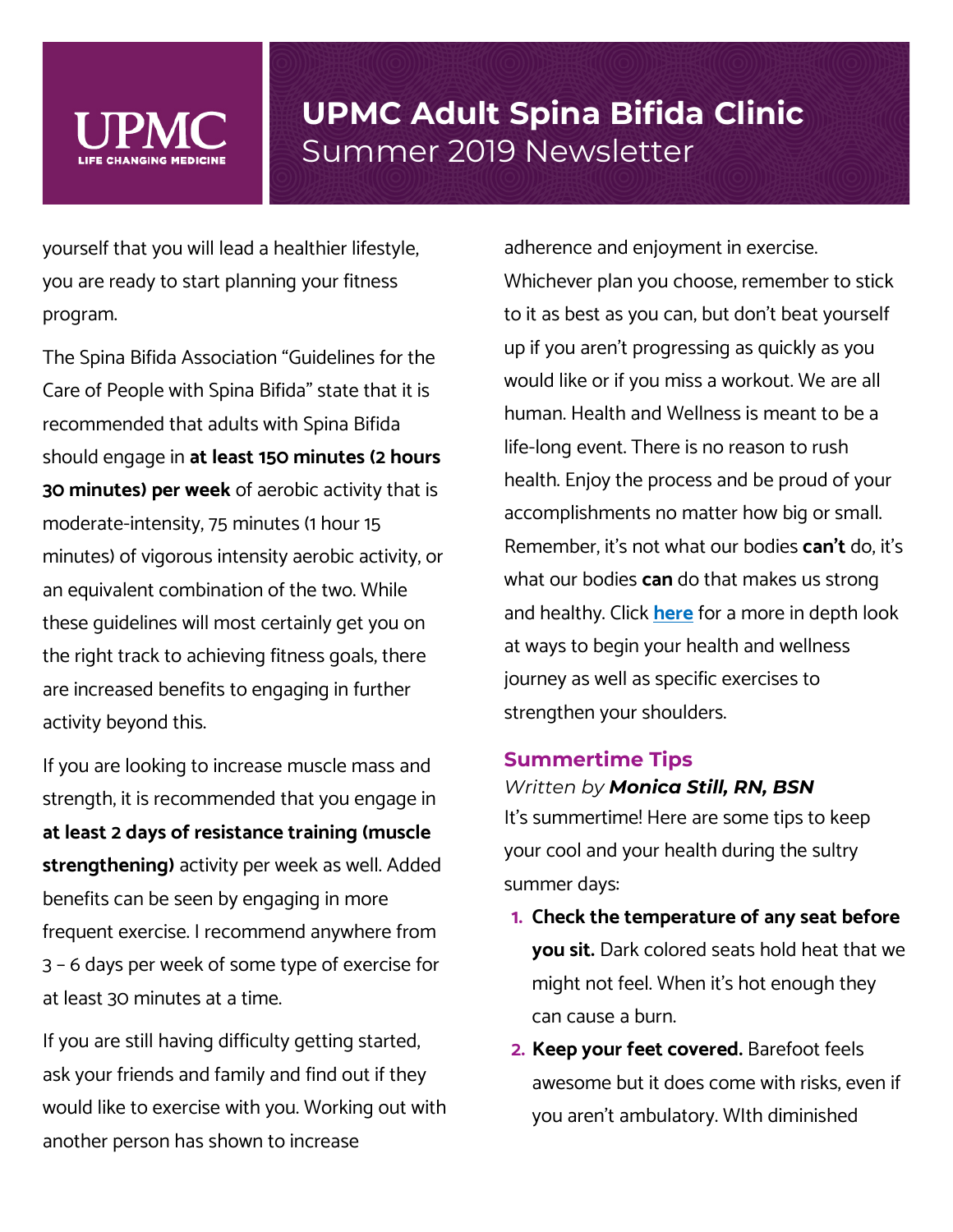yourself that you will lead a healthier lifestyle, you are ready to start planning your fitness program.

The Spina Bifida Association "Guidelines for the Care of People with Spina Bifida" state that it is recommended that adults with Spina Bifida should engage in **at least 150 minutes (2 hours 30 minutes) per week** of aerobic activity that is moderate-intensity, 75 minutes (1 hour 15 minutes) of vigorous intensity aerobic activity, or an equivalent combination of the two. While these guidelines will most certainly get you on the right track to achieving fitness goals, there are increased benefits to engaging in further activity beyond this.

If you are looking to increase muscle mass and strength, it is recommended that you engage in **at least 2 days of resistance training (muscle strengthening)** activity per week as well. Added benefits can be seen by engaging in more frequent exercise. I recommend anywhere from 3 – 6 days per week of some type of exercise for at least 30 minutes at a time.

If you are still having difficulty getting started, ask your friends and family and find out if they would like to exercise with you. Working out with another person has shown to increase adherence and enjoyment in exercise. Whichever plan you choose, remember to stick to it as best as you can, but don't beat yourself up if you aren't progressing as quickly as you would like or if you miss a workout. We are all human. Health and Wellness is meant to be a life-long event. There is no reason to rush health. Enjoy the process and be proud of your accomplishments no matter how big or small. Remember, it's not what our bodies **can't** do, it's what our bodies **can** do that makes us strong and healthy. Click **here** for a more in depth look at ways to begin your health and wellness journey as well as specific exercises to strengthen your shoulders.

## Summertime Tips

*Written by **Monica Still, RN, BSN***

It's summertime! Here are some tips to keep your cool and your health during the sultry summer days:

1. **Check the temperature of any seat before you sit.** Dark colored seats hold heat that we might not feel. When it's hot enough they can cause a burn.
2. **Keep your feet covered.** Barefoot feels awesome but it does come with risks, even if you aren't ambulatory. WIth diminished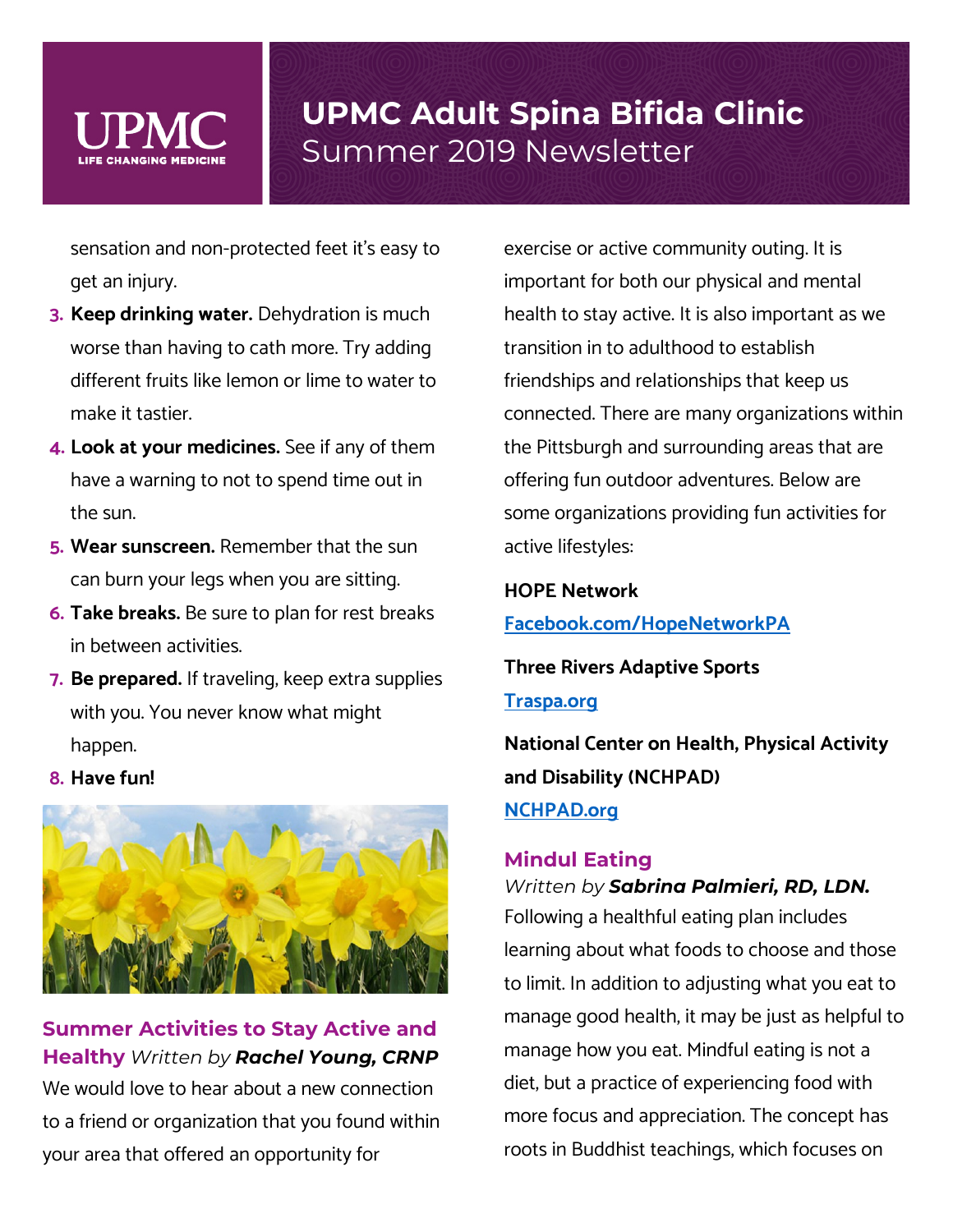sensation and non-protected feet it's easy to get an injury.

3. **Keep drinking water.** Dehydration is much worse than having to cath more. Try adding different fruits like lemon or lime to water to make it tastier.
4. **Look at your medicines.** See if any of them have a warning to not to spend time out in the sun.
5. **Wear sunscreen.** Remember that the sun can burn your legs when you are sitting.
6. **Take breaks.** Be sure to plan for rest breaks in between activities.
7. **Be prepared.** If traveling, keep extra supplies with you. You never know what might happen.
8. **Have fun!**

## Summer Activities to Stay Active and Healthy

*Written by **Rachel Young, CRNP***

We would love to hear about a new connection to a friend or organization that you found within your area that offered an opportunity for exercise or active community outing. It is important for both our physical and mental health to stay active. It is also important as we transition in to adulthood to establish friendships and relationships that keep us connected. There are many organizations within the Pittsburgh and surrounding areas that are offering fun outdoor adventures. Below are some organizations providing fun activities for active lifestyles:

**HOPE Network**
[Facebook.com/HopeNetworkPA](Facebook.com/HopeNetworkPA)

**Three Rivers Adaptive Sports**
[Traspa.org](Traspa.org)

**National Center on Health, Physical Activity and Disability (NCHPAD)**
[NCHPAD.org](NCHPAD.org)

## Mindul Eating

*Written by **Sabrina Palmieri, RD, LDN.***

Following a healthful eating plan includes learning about what foods to choose and those to limit. In addition to adjusting what you eat to manage good health, it may be just as helpful to manage how you eat. Mindful eating is not a diet, but a practice of experiencing food with more focus and appreciation. The concept has roots in Buddhist teachings, which focuses on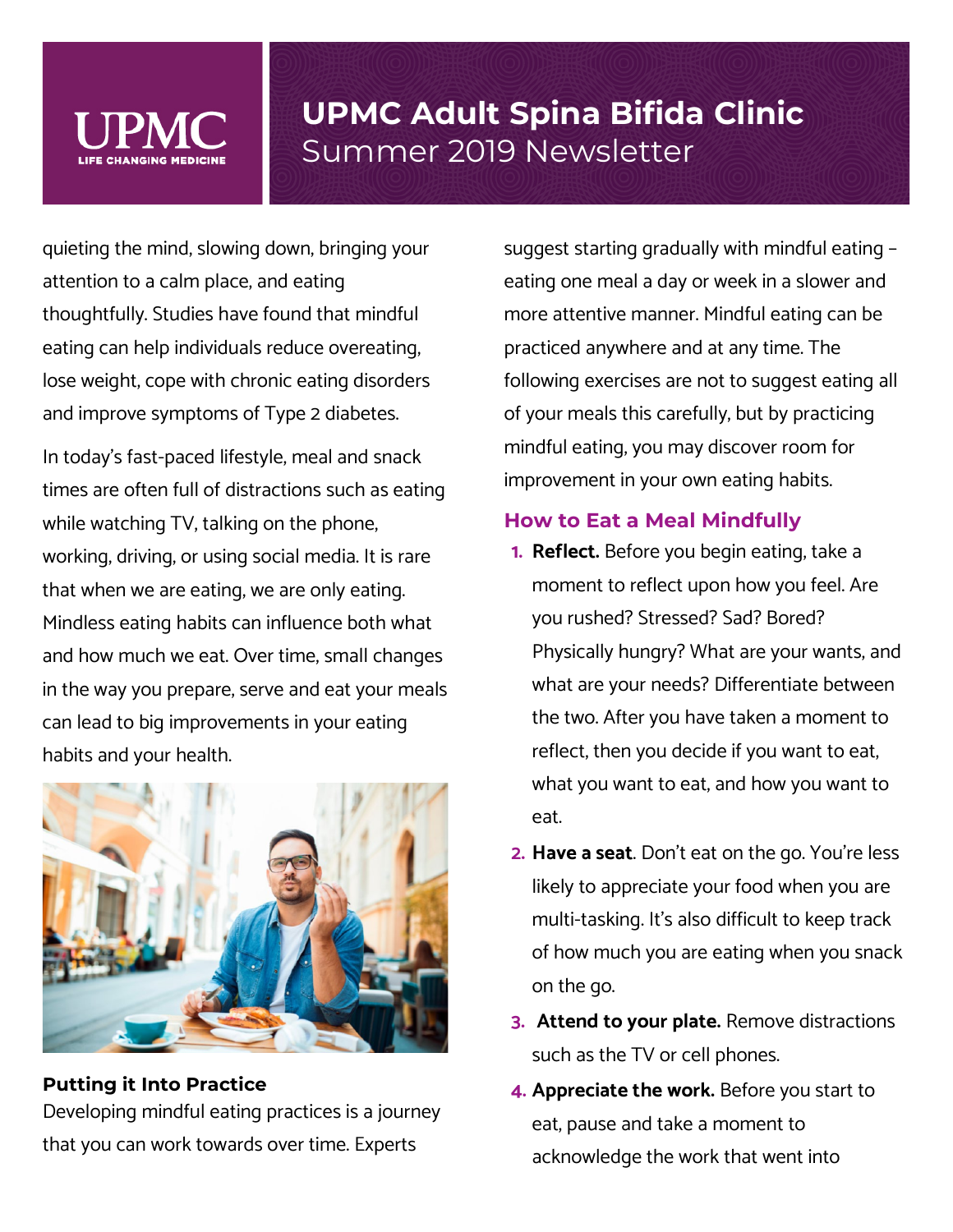quieting the mind, slowing down, bringing your attention to a calm place, and eating thoughtfully. Studies have found that mindful eating can help individuals reduce overeating, lose weight, cope with chronic eating disorders and improve symptoms of Type 2 diabetes.

In today's fast-paced lifestyle, meal and snack times are often full of distractions such as eating while watching TV, talking on the phone, working, driving, or using social media. It is rare that when we are eating, we are only eating. Mindless eating habits can influence both what and how much we eat. Over time, small changes in the way you prepare, serve and eat your meals can lead to big improvements in your eating habits and your health.

**Putting it Into Practice**

Developing mindful eating practices is a journey that you can work towards over time. Experts suggest starting gradually with mindful eating – eating one meal a day or week in a slower and more attentive manner. Mindful eating can be practiced anywhere and at any time. The following exercises are not to suggest eating all of your meals this carefully, but by practicing mindful eating, you may discover room for improvement in your own eating habits.

### How to Eat a Meal Mindfully

1. **Reflect.** Before you begin eating, take a moment to reflect upon how you feel. Are you rushed? Stressed? Sad? Bored? Physically hungry? What are your wants, and what are your needs? Differentiate between the two. After you have taken a moment to reflect, then you decide if you want to eat, what you want to eat, and how you want to eat.
2. **Have a seat**. Don't eat on the go. You're less likely to appreciate your food when you are multi-tasking. It's also difficult to keep track of how much you are eating when you snack on the go.
3. **Attend to your plate.** Remove distractions such as the TV or cell phones.
4. **Appreciate the work.** Before you start to eat, pause and take a moment to acknowledge the work that went into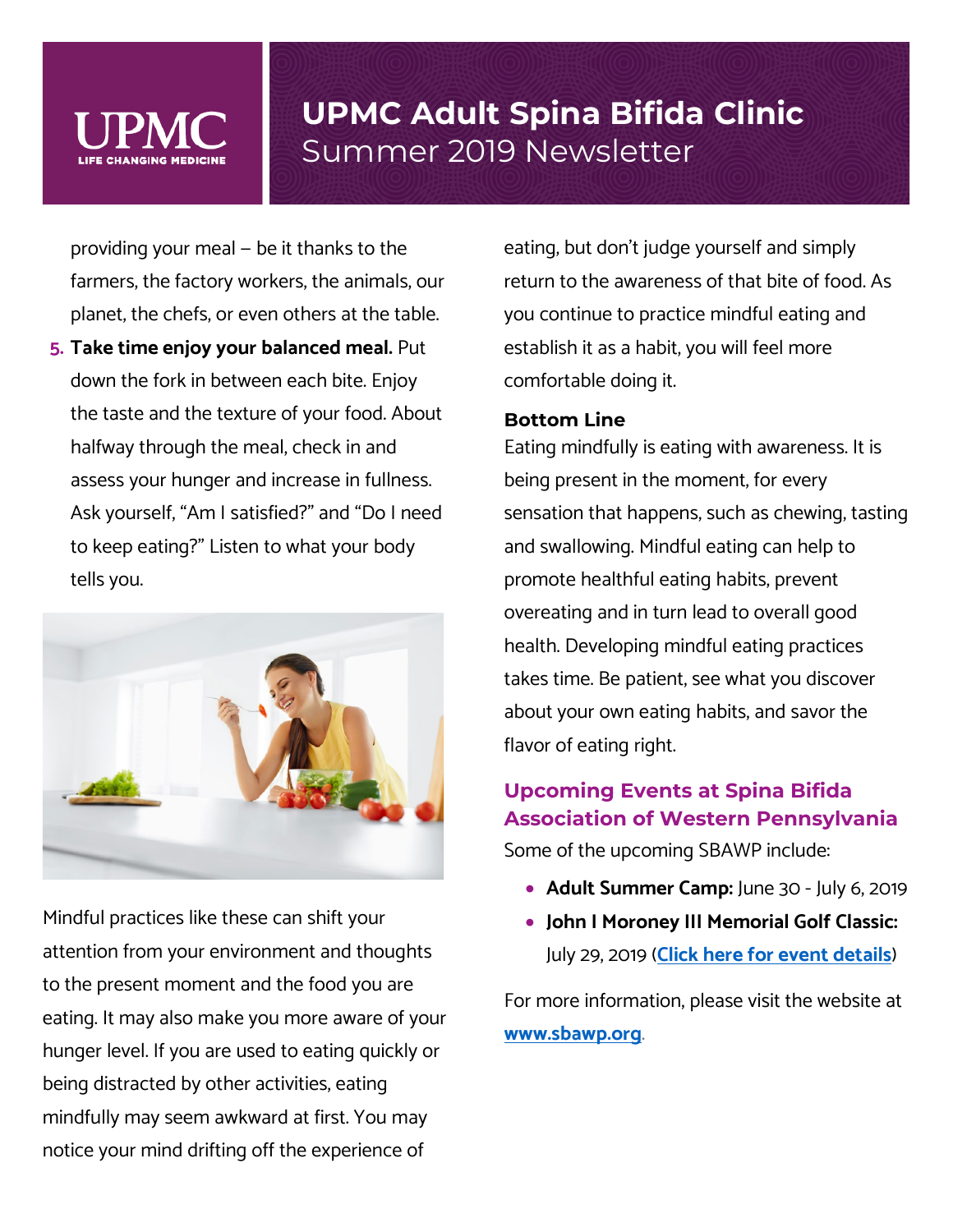providing your meal – be it thanks to the farmers, the factory workers, the animals, our planet, the chefs, or even others at the table.

5. **Take time enjoy your balanced meal.** Put down the fork in between each bite. Enjoy the taste and the texture of your food. About halfway through the meal, check in and assess your hunger and increase in fullness. Ask yourself, "Am I satisfied?" and "Do I need to keep eating?" Listen to what your body tells you.

Mindful practices like these can shift your attention from your environment and thoughts to the present moment and the food you are eating. It may also make you more aware of your hunger level. If you are used to eating quickly or being distracted by other activities, eating mindfully may seem awkward at first. You may notice your mind drifting off the experience of eating, but don't judge yourself and simply return to the awareness of that bite of food. As you continue to practice mindful eating and establish it as a habit, you will feel more comfortable doing it.

**Bottom Line**

Eating mindfully is eating with awareness. It is being present in the moment, for every sensation that happens, such as chewing, tasting and swallowing. Mindful eating can help to promote healthful eating habits, prevent overeating and in turn lead to overall good health. Developing mindful eating practices takes time. Be patient, see what you discover about your own eating habits, and savor the flavor of eating right.

## Upcoming Events at Spina Bifida Association of Western Pennsylvania

Some of the upcoming SBAWP include:

- **Adult Summer Camp:** June 30 - July 6, 2019
- **John I Moroney III Memorial Golf Classic:** July 29, 2019 (Click here for event details)

For more information, please visit the website at www.sbawp.org.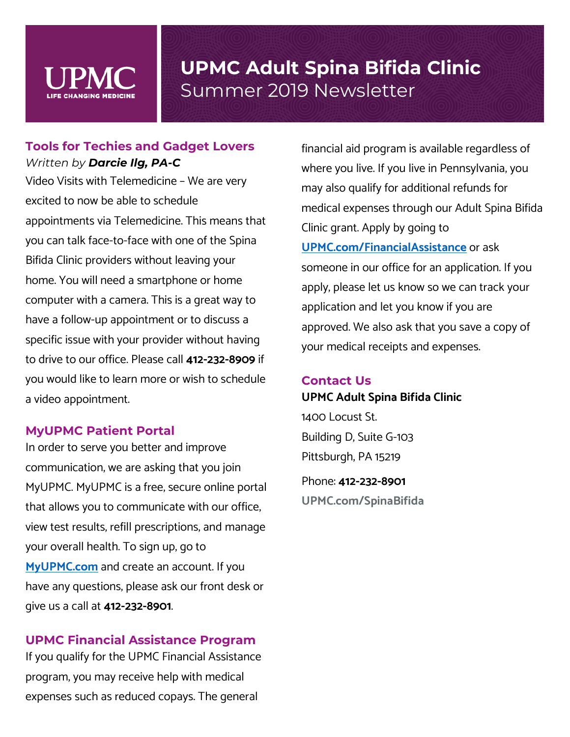# UPMC Adult Spina Bifida Clinic

Summer 2019 Newsletter

## Tools for Techies and Gadget Lovers

*Written by* ***Darcie Ilg, PA-C***

Video Visits with Telemedicine – We are very excited to now be able to schedule appointments via Telemedicine. This means that you can talk face-to-face with one of the Spina Bifida Clinic providers without leaving your home. You will need a smartphone or home computer with a camera. This is a great way to have a follow-up appointment or to discuss a specific issue with your provider without having to drive to our office. Please call **412-232-8909** if you would like to learn more or wish to schedule a video appointment.

## MyUPMC Patient Portal

In order to serve you better and improve communication, we are asking that you join MyUPMC. MyUPMC is a free, secure online portal that allows you to communicate with our office, view test results, refill prescriptions, and manage your overall health. To sign up, go to **MyUPMC.com** and create an account. If you have any questions, please ask our front desk or give us a call at **412-232-8901**.

## UPMC Financial Assistance Program

If you qualify for the UPMC Financial Assistance program, you may receive help with medical expenses such as reduced copays. The general financial aid program is available regardless of where you live. If you live in Pennsylvania, you may also qualify for additional refunds for medical expenses through our Adult Spina Bifida Clinic grant. Apply by going to **UPMC.com/FinancialAssistance** or ask someone in our office for an application. If you apply, please let us know so we can track your application and let you know if you are approved. We also ask that you save a copy of your medical receipts and expenses.

## Contact Us

**UPMC Adult Spina Bifida Clinic**

1400 Locust St.
Building D, Suite G-103
Pittsburgh, PA 15219

Phone: **412-232-8901**

**UPMC.com/SpinaBifida**